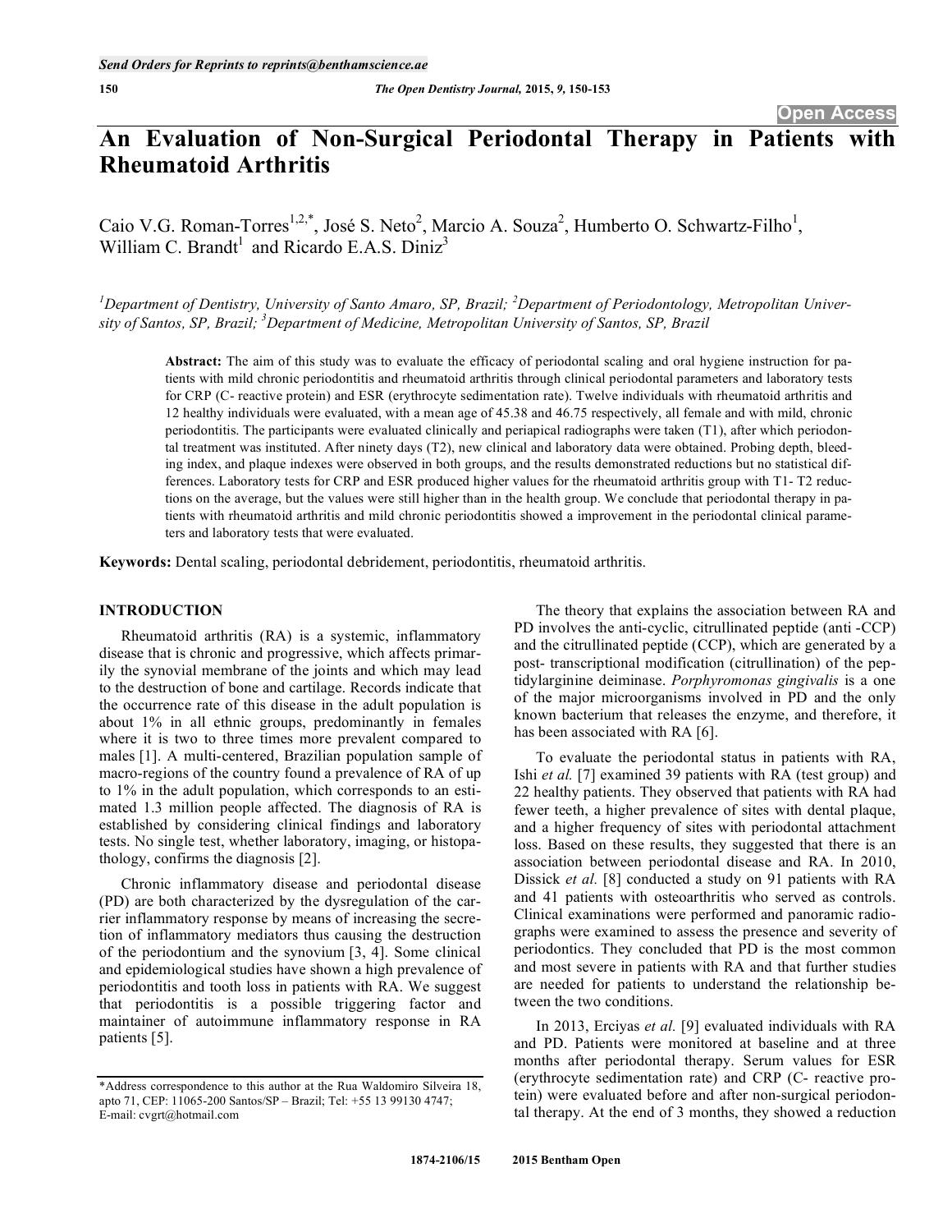# An Evaluation of Non-Surgical Periodontal Therapy in Patients with Rheumatoid Arthritis

Caio V.G. Roman-Torres[1,2,*], José S. Neto[2], Marcio A. Souza[2], Humberto O. Schwartz-Filho[1], William C. Brandt[1] and Ricardo E.A.S. Diniz[3]

[1]Department of Dentistry, University of Santo Amaro, SP, Brazil; [2]Department of Periodontology, Metropolitan University of Santos, SP, Brazil; [3]Department of Medicine, Metropolitan University of Santos, SP, Brazil

**Abstract:** The aim of this study was to evaluate the efficacy of periodontal scaling and oral hygiene instruction for patients with mild chronic periodontitis and rheumatoid arthritis through clinical periodontal parameters and laboratory tests for CRP (C- reactive protein) and ESR (erythrocyte sedimentation rate). Twelve individuals with rheumatoid arthritis and 12 healthy individuals were evaluated, with a mean age of 45.38 and 46.75 respectively, all female and with mild, chronic periodontitis. The participants were evaluated clinically and periapical radiographs were taken (T1), after which periodontal treatment was instituted. After ninety days (T2), new clinical and laboratory data were obtained. Probing depth, bleeding index, and plaque indexes were observed in both groups, and the results demonstrated reductions but no statistical differences. Laboratory tests for CRP and ESR produced higher values for the rheumatoid arthritis group with T1- T2 reductions on the average, but the values were still higher than in the health group. We conclude that periodontal therapy in patients with rheumatoid arthritis and mild chronic periodontitis showed a improvement in the periodontal clinical parameters and laboratory tests that were evaluated.

**Keywords:** Dental scaling, periodontal debridement, periodontitis, rheumatoid arthritis.

## INTRODUCTION

Rheumatoid arthritis (RA) is a systemic, inflammatory disease that is chronic and progressive, which affects primarily the synovial membrane of the joints and which may lead to the destruction of bone and cartilage. Records indicate that the occurrence rate of this disease in the adult population is about 1% in all ethnic groups, predominantly in females where it is two to three times more prevalent compared to males [1]. A multi-centered, Brazilian population sample of macro-regions of the country found a prevalence of RA of up to 1% in the adult population, which corresponds to an estimated 1.3 million people affected. The diagnosis of RA is established by considering clinical findings and laboratory tests. No single test, whether laboratory, imaging, or histopathology, confirms the diagnosis [2].

Chronic inflammatory disease and periodontal disease (PD) are both characterized by the dysregulation of the carrier inflammatory response by means of increasing the secretion of inflammatory mediators thus causing the destruction of the periodontium and the synovium [3, 4]. Some clinical and epidemiological studies have shown a high prevalence of periodontitis and tooth loss in patients with RA. We suggest that periodontitis is a possible triggering factor and maintainer of autoimmune inflammatory response in RA patients [5].

The theory that explains the association between RA and PD involves the anti-cyclic, citrullinated peptide (anti -CCP) and the citrullinated peptide (CCP), which are generated by a post- transcriptional modification (citrullination) of the peptidylarginine deiminase. *Porphyromonas gingivalis* is a one of the major microorganisms involved in PD and the only known bacterium that releases the enzyme, and therefore, it has been associated with RA [6].

To evaluate the periodontal status in patients with RA, Ishi *et al.* [7] examined 39 patients with RA (test group) and 22 healthy patients. They observed that patients with RA had fewer teeth, a higher prevalence of sites with dental plaque, and a higher frequency of sites with periodontal attachment loss. Based on these results, they suggested that there is an association between periodontal disease and RA. In 2010, Dissick *et al.* [8] conducted a study on 91 patients with RA and 41 patients with osteoarthritis who served as controls. Clinical examinations were performed and panoramic radiographs were examined to assess the presence and severity of periodontics. They concluded that PD is the most common and most severe in patients with RA and that further studies are needed for patients to understand the relationship between the two conditions.

In 2013, Erciyas *et al.* [9] evaluated individuals with RA and PD. Patients were monitored at baseline and at three months after periodontal therapy. Serum values for ESR (erythrocyte sedimentation rate) and CRP (C- reactive protein) were evaluated before and after non-surgical periodontal therapy. At the end of 3 months, they showed a reduction

*Address correspondence to this author at the Rua Waldomiro Silveira 18, apto 71, CEP: 11065-200 Santos/SP – Brazil; Tel: +55 13 99130 4747; E-mail: cvgrt@hotmail.com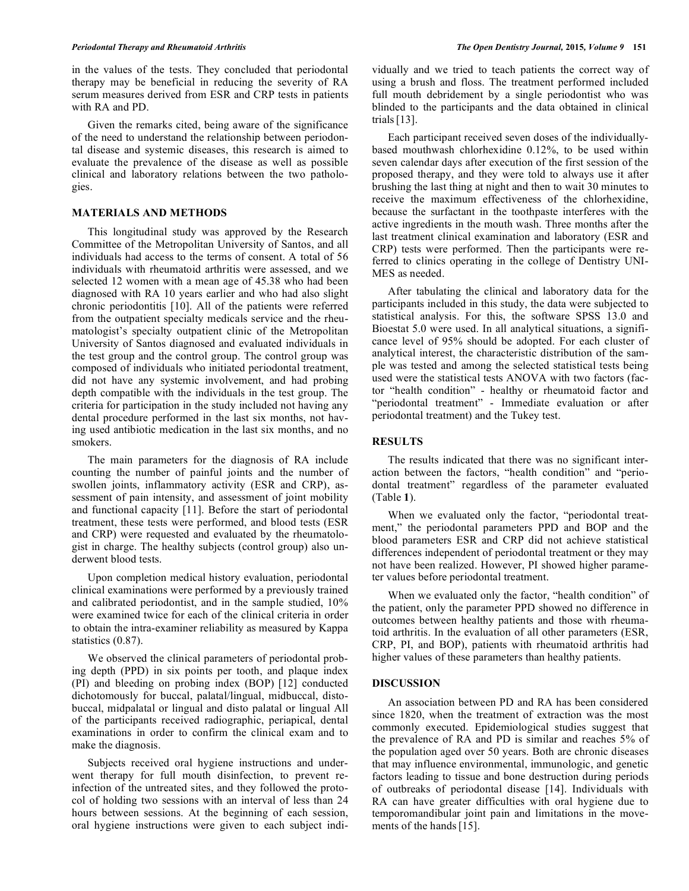in the values of the tests. They concluded that periodontal therapy may be beneficial in reducing the severity of RA serum measures derived from ESR and CRP tests in patients with RA and PD.

Given the remarks cited, being aware of the significance of the need to understand the relationship between periodontal disease and systemic diseases, this research is aimed to evaluate the prevalence of the disease as well as possible clinical and laboratory relations between the two pathologies.

## MATERIALS AND METHODS

This longitudinal study was approved by the Research Committee of the Metropolitan University of Santos, and all individuals had access to the terms of consent. A total of 56 individuals with rheumatoid arthritis were assessed, and we selected 12 women with a mean age of 45.38 who had been diagnosed with RA 10 years earlier and who had also slight chronic periodontitis [10]. All of the patients were referred from the outpatient specialty medicals service and the rheumatologist's specialty outpatient clinic of the Metropolitan University of Santos diagnosed and evaluated individuals in the test group and the control group. The control group was composed of individuals who initiated periodontal treatment, did not have any systemic involvement, and had probing depth compatible with the individuals in the test group. The criteria for participation in the study included not having any dental procedure performed in the last six months, not having used antibiotic medication in the last six months, and no smokers.

The main parameters for the diagnosis of RA include counting the number of painful joints and the number of swollen joints, inflammatory activity (ESR and CRP), assessment of pain intensity, and assessment of joint mobility and functional capacity [11]. Before the start of periodontal treatment, these tests were performed, and blood tests (ESR and CRP) were requested and evaluated by the rheumatologist in charge. The healthy subjects (control group) also underwent blood tests.

Upon completion medical history evaluation, periodontal clinical examinations were performed by a previously trained and calibrated periodontist, and in the sample studied, 10% were examined twice for each of the clinical criteria in order to obtain the intra-examiner reliability as measured by Kappa statistics (0.87).

We observed the clinical parameters of periodontal probing depth (PPD) in six points per tooth, and plaque index (PI) and bleeding on probing index (BOP) [12] conducted dichotomously for buccal, palatal/lingual, midbuccal, distobuccal, midpalatal or lingual and disto palatal or lingual All of the participants received radiographic, periapical, dental examinations in order to confirm the clinical exam and to make the diagnosis.

Subjects received oral hygiene instructions and underwent therapy for full mouth disinfection, to prevent reinfection of the untreated sites, and they followed the protocol of holding two sessions with an interval of less than 24 hours between sessions. At the beginning of each session, oral hygiene instructions were given to each subject individually and we tried to teach patients the correct way of using a brush and floss. The treatment performed included full mouth debridement by a single periodontist who was blinded to the participants and the data obtained in clinical trials [13].

Each participant received seven doses of the individually-based mouthwash chlorhexidine 0.12%, to be used within seven calendar days after execution of the first session of the proposed therapy, and they were told to always use it after brushing the last thing at night and then to wait 30 minutes to receive the maximum effectiveness of the chlorhexidine, because the surfactant in the toothpaste interferes with the active ingredients in the mouth wash. Three months after the last treatment clinical examination and laboratory (ESR and CRP) tests were performed. Then the participants were referred to clinics operating in the college of Dentistry UNIMES as needed.

After tabulating the clinical and laboratory data for the participants included in this study, the data were subjected to statistical analysis. For this, the software SPSS 13.0 and Bioestat 5.0 were used. In all analytical situations, a significance level of 95% should be adopted. For each cluster of analytical interest, the characteristic distribution of the sample was tested and among the selected statistical tests being used were the statistical tests ANOVA with two factors (factor "health condition" - healthy or rheumatoid factor and "periodontal treatment" - Immediate evaluation or after periodontal treatment) and the Tukey test.

## RESULTS

The results indicated that there was no significant interaction between the factors, "health condition" and "periodontal treatment" regardless of the parameter evaluated (Table **1**).

When we evaluated only the factor, "periodontal treatment," the periodontal parameters PPD and BOP and the blood parameters ESR and CRP did not achieve statistical differences independent of periodontal treatment or they may not have been realized. However, PI showed higher parameter values before periodontal treatment.

When we evaluated only the factor, "health condition" of the patient, only the parameter PPD showed no difference in outcomes between healthy patients and those with rheumatoid arthritis. In the evaluation of all other parameters (ESR, CRP, PI, and BOP), patients with rheumatoid arthritis had higher values of these parameters than healthy patients.

## DISCUSSION

An association between PD and RA has been considered since 1820, when the treatment of extraction was the most commonly executed. Epidemiological studies suggest that the prevalence of RA and PD is similar and reaches 5% of the population aged over 50 years. Both are chronic diseases that may influence environmental, immunologic, and genetic factors leading to tissue and bone destruction during periods of outbreaks of periodontal disease [14]. Individuals with RA can have greater difficulties with oral hygiene due to temporomandibular joint pain and limitations in the movements of the hands [15].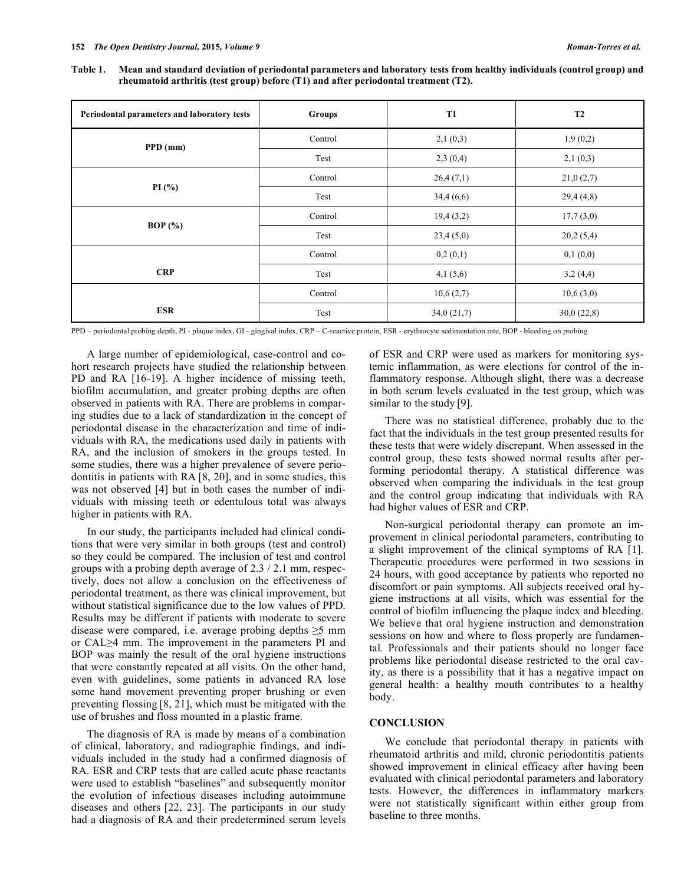**Table 1. Mean and standard deviation of periodontal parameters and laboratory tests from healthy individuals (control group) and rheumatoid arthritis (test group) before (T1) and after periodontal treatment (T2).**

| Periodontal parameters and laboratory tests | Groups | T1 | T2 |
|---|---|---|---|
| PPD (mm) | Control | 2,1 (0,3) | 1,9 (0,2) |
| | Test | 2,3 (0,4) | 2,1 (0,3) |
| PI (%) | Control | 26,4 (7,1) | 21,0 (2,7) |
| | Test | 34,4 (6,6) | 29,4 (4,8) |
| BOP (%) | Control | 19,4 (3,2) | 17,7 (3,0) |
| | Test | 23,4 (5,0) | 20,2 (5,4) |
| CRP | Control | 0,2 (0,1) | 0,1 (0,0) |
| | Test | 4,1 (5,6) | 3,2 (4,4) |
| ESR | Control | 10,6 (2,7) | 10,6 (3,0) |
| | Test | 34,0 (21,7) | 30,0 (22,8) |

PPD – periodontal probing depth, PI - plaque index, GI - gingival index, CRP – C-reactive protein, ESR - erythrocyte sedimentation rate, BOP - bleeding on probing

A large number of epidemiological, case-control and cohort research projects have studied the relationship between PD and RA [16-19]. A higher incidence of missing teeth, biofilm accumulation, and greater probing depths are often observed in patients with RA. There are problems in comparing studies due to a lack of standardization in the concept of periodontal disease in the characterization and time of individuals with RA, the medications used daily in patients with RA, and the inclusion of smokers in the groups tested. In some studies, there was a higher prevalence of severe periodontitis in patients with RA [8, 20], and in some studies, this was not observed [4] but in both cases the number of individuals with missing teeth or edentulous total was always higher in patients with RA.

In our study, the participants included had clinical conditions that were very similar in both groups (test and control) so they could be compared. The inclusion of test and control groups with a probing depth average of 2.3 / 2.1 mm, respectively, does not allow a conclusion on the effectiveness of periodontal treatment, as there was clinical improvement, but without statistical significance due to the low values of PPD. Results may be different if patients with moderate to severe disease were compared, i.e. average probing depths ≥5 mm or CAL≥4 mm. The improvement in the parameters PI and BOP was mainly the result of the oral hygiene instructions that were constantly repeated at all visits. On the other hand, even with guidelines, some patients in advanced RA lose some hand movement preventing proper brushing or even preventing flossing [8, 21], which must be mitigated with the use of brushes and floss mounted in a plastic frame.

The diagnosis of RA is made by means of a combination of clinical, laboratory, and radiographic findings, and individuals included in the study had a confirmed diagnosis of RA. ESR and CRP tests that are called acute phase reactants were used to establish "baselines" and subsequently monitor the evolution of infectious diseases including autoimmune diseases and others [22, 23]. The participants in our study had a diagnosis of RA and their predetermined serum levels of ESR and CRP were used as markers for monitoring systemic inflammation, as were elections for control of the inflammatory response. Although slight, there was a decrease in both serum levels evaluated in the test group, which was similar to the study [9].

There was no statistical difference, probably due to the fact that the individuals in the test group presented results for these tests that were widely discrepant. When assessed in the control group, these tests showed normal results after performing periodontal therapy. A statistical difference was observed when comparing the individuals in the test group and the control group indicating that individuals with RA had higher values of ESR and CRP.

Non-surgical periodontal therapy can promote an improvement in clinical periodontal parameters, contributing to a slight improvement of the clinical symptoms of RA [1]. Therapeutic procedures were performed in two sessions in 24 hours, with good acceptance by patients who reported no discomfort or pain symptoms. All subjects received oral hygiene instructions at all visits, which was essential for the control of biofilm influencing the plaque index and bleeding. We believe that oral hygiene instruction and demonstration sessions on how and where to floss properly are fundamental. Professionals and their patients should no longer face problems like periodontal disease restricted to the oral cavity, as there is a possibility that it has a negative impact on general health: a healthy mouth contributes to a healthy body.

## CONCLUSION

We conclude that periodontal therapy in patients with rheumatoid arthritis and mild, chronic periodontitis patients showed improvement in clinical efficacy after having been evaluated with clinical periodontal parameters and laboratory tests. However, the differences in inflammatory markers were not statistically significant within either group from baseline to three months.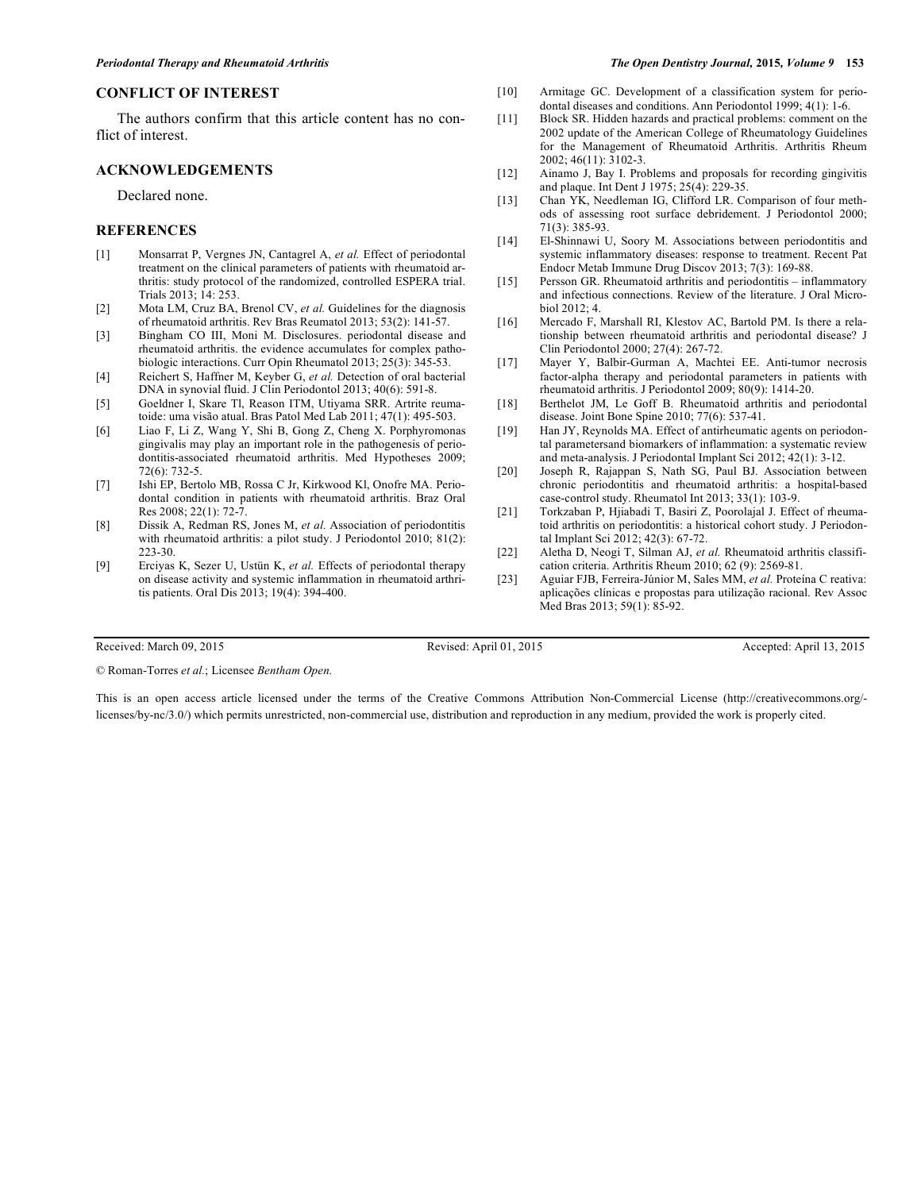## CONFLICT OF INTEREST

The authors confirm that this article content has no conflict of interest.

## ACKNOWLEDGEMENTS

Declared none.

## REFERENCES

[1] Monsarrat P, Vergnes JN, Cantagrel A, *et al.* Effect of periodontal treatment on the clinical parameters of patients with rheumatoid arthritis: study protocol of the randomized, controlled ESPERA trial. Trials 2013; 14: 253.

[2] Mota LM, Cruz BA, Brenol CV, *et al.* Guidelines for the diagnosis of rheumatoid arthritis. Rev Bras Reumatol 2013; 53(2): 141-57.

[3] Bingham CO III, Moni M. Disclosures. periodontal disease and rheumatoid arthritis. the evidence accumulates for complex pathobiologic interactions. Curr Opin Rheumatol 2013; 25(3): 345-53.

[4] Reichert S, Haffner M, Keyber G, *et al.* Detection of oral bacterial DNA in synovial fluid. J Clin Periodontol 2013; 40(6): 591-8.

[5] Goeldner I, Skare Tl, Reason ITM, Utiyama SRR. Artrite reumatoide: uma visão atual. Bras Patol Med Lab 2011; 47(1): 495-503.

[6] Liao F, Li Z, Wang Y, Shi B, Gong Z, Cheng X. Porphyromonas gingivalis may play an important role in the pathogenesis of periodontitis-associated rheumatoid arthritis. Med Hypotheses 2009; 72(6): 732-5.

[7] Ishi EP, Bertolo MB, Rossa C Jr, Kirkwood Kl, Onofre MA. Periodontal condition in patients with rheumatoid arthritis. Braz Oral Res 2008; 22(1): 72-7.

[8] Dissik A, Redman RS, Jones M, *et al.* Association of periodontitis with rheumatoid arthritis: a pilot study. J Periodontol 2010; 81(2): 223-30.

[9] Erciyas K, Sezer U, Ustün K, *et al.* Effects of periodontal therapy on disease activity and systemic inflammation in rheumatoid arthritis patients. Oral Dis 2013; 19(4): 394-400.

[10] Armitage GC. Development of a classification system for periodontal diseases and conditions. Ann Periodontol 1999; 4(1): 1-6.

[11] Block SR. Hidden hazards and practical problems: comment on the 2002 update of the American College of Rheumatology Guidelines for the Management of Rheumatoid Arthritis. Arthritis Rheum 2002; 46(11): 3102-3.

[12] Ainamo J, Bay I. Problems and proposals for recording gingivitis and plaque. Int Dent J 1975; 25(4): 229-35.

[13] Chan YK, Needleman IG, Clifford LR. Comparison of four methods of assessing root surface debridement. J Periodontol 2000; 71(3): 385-93.

[14] El-Shinnawi U, Soory M. Associations between periodontitis and systemic inflammatory diseases: response to treatment. Recent Pat Endocr Metab Immune Drug Discov 2013; 7(3): 169-88.

[15] Persson GR. Rheumatoid arthritis and periodontitis – inflammatory and infectious connections. Review of the literature. J Oral Microbiol 2012; 4.

[16] Mercado F, Marshall RI, Klestov AC, Bartold PM. Is there a relationship between rheumatoid arthritis and periodontal disease? J Clin Periodontol 2000; 27(4): 267-72.

[17] Mayer Y, Balbir-Gurman A, Machtei EE. Anti-tumor necrosis factor-alpha therapy and periodontal parameters in patients with rheumatoid arthritis. J Periodontol 2009; 80(9): 1414-20.

[18] Berthelot JM, Le Goff B. Rheumatoid arthritis and periodontal disease. Joint Bone Spine 2010; 77(6): 537-41.

[19] Han JY, Reynolds MA. Effect of antirheumatic agents on periodontal parametersand biomarkers of inflammation: a systematic review and meta-analysis. J Periodontal Implant Sci 2012; 42(1): 3-12.

[20] Joseph R, Rajappan S, Nath SG, Paul BJ. Association between chronic periodontitis and rheumatoid arthritis: a hospital-based case-control study. Rheumatol Int 2013; 33(1): 103-9.

[21] Torkzaban P, Hjiabadi T, Basiri Z, Poorolajal J. Effect of rheumatoid arthritis on periodontitis: a historical cohort study. J Periodontal Implant Sci 2012; 42(3): 67-72.

[22] Aletha D, Neogi T, Silman AJ, *et al.* Rheumatoid arthritis classification criteria. Arthritis Rheum 2010; 62 (9): 2569-81.

[23] Aguiar FJB, Ferreira-Júnior M, Sales MM, *et al.* Proteína C reativa: aplicações clínicas e propostas para utilização racional. Rev Assoc Med Bras 2013; 59(1): 85-92.

Received: March 09, 2015 Revised: April 01, 2015 Accepted: April 13, 2015

© Roman-Torres *et al.*; Licensee *Bentham Open.*

This is an open access article licensed under the terms of the Creative Commons Attribution Non-Commercial License (http://creativecommons.org/licenses/by-nc/3.0/) which permits unrestricted, non-commercial use, distribution and reproduction in any medium, provided the work is properly cited.